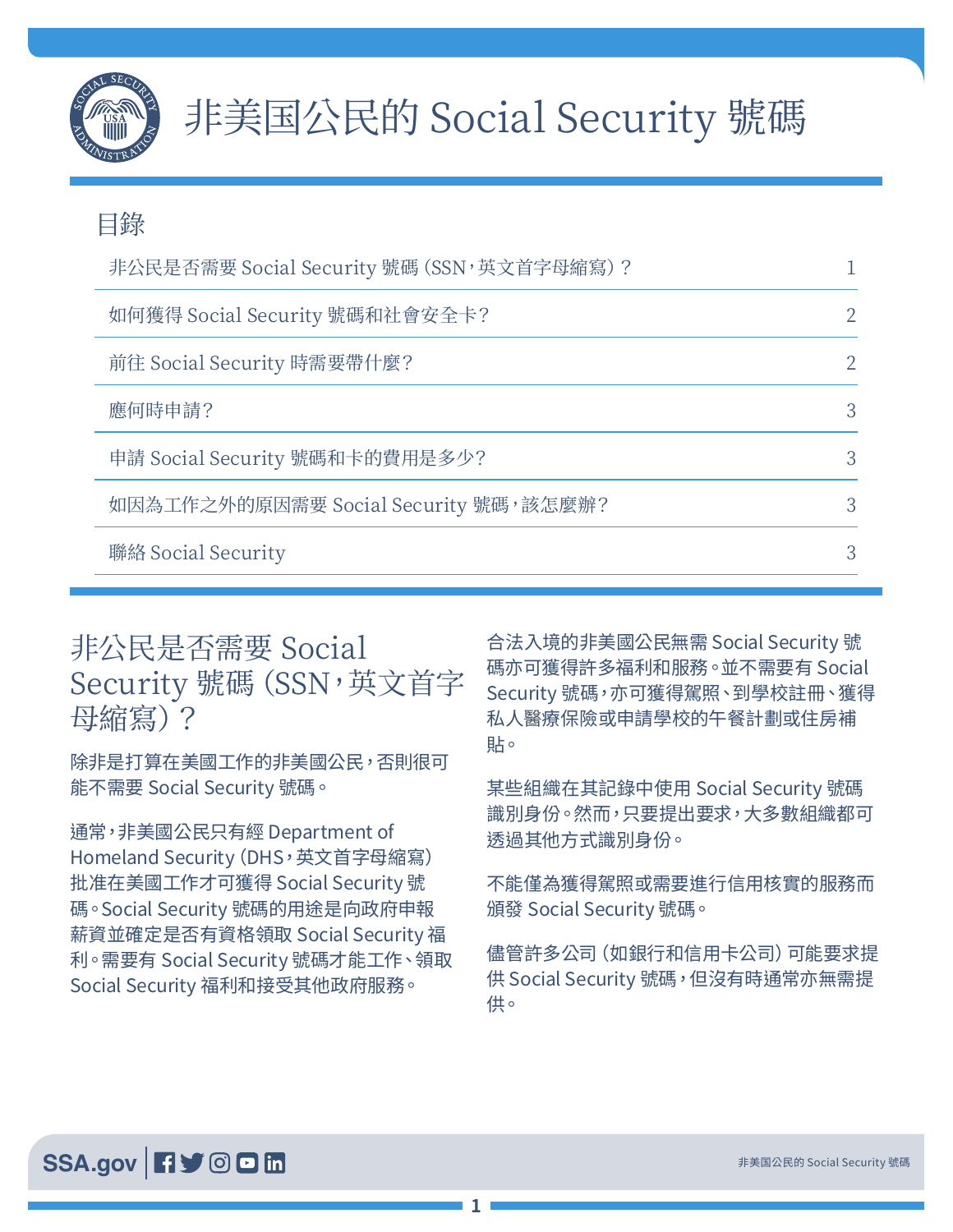# 非美国公民的 Social Security 號碼

## 目錄

| | |
|---|---|
| 非公民是否需要 Social Security 號碼（SSN，英文首字母縮寫）？ | 1 |
| 如何獲得 Social Security 號碼和社會安全卡？ | 2 |
| 前往 Social Security 時需要帶什麼？ | 2 |
| 應何時申請？ | 3 |
| 申請 Social Security 號碼和卡的費用是多少？ | 3 |
| 如因為工作之外的原因需要 Social Security 號碼，該怎麼辦？ | 3 |
| 聯絡 Social Security | 3 |

## 非公民是否需要 Social Security 號碼（SSN，英文首字母縮寫）？

除非是打算在美國工作的非美國公民，否則很可能不需要 Social Security 號碼。

通常，非美國公民只有經 Department of Homeland Security（DHS，英文首字母縮寫）批准在美國工作才可獲得 Social Security 號碼。Social Security 號碼的用途是向政府申報薪資並確定是否有資格領取 Social Security 福利。需要有 Social Security 號碼才能工作、領取 Social Security 福利和接受其他政府服務。

合法入境的非美國公民無需 Social Security 號碼亦可獲得許多福利和服務。並不需要有 Social Security 號碼，亦可獲得駕照、到學校註冊、獲得私人醫療保險或申請學校的午餐計劃或住房補貼。

某些組織在其記錄中使用 Social Security 號碼識別身份。然而，只要提出要求，大多數組織都可透過其他方式識別身份。

不能僅為獲得駕照或需要進行信用核實的服務而頒發 Social Security 號碼。

儘管許多公司（如銀行和信用卡公司）可能要求提供 Social Security 號碼，但沒有時通常亦無需提供。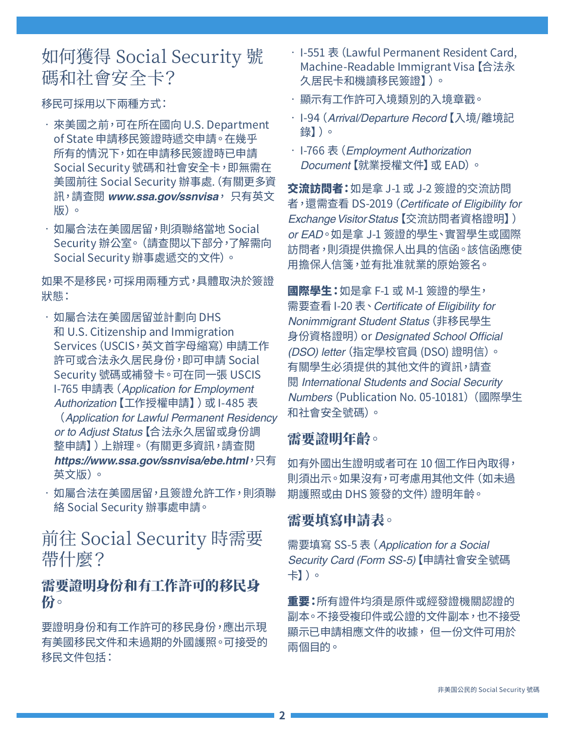## 如何獲得 Social Security 號碼和社會安全卡？

移民可採用以下兩種方式：

- 來美國之前，可在所在國向 U.S. Department of State 申請移民簽證時遞交申請。在幾乎所有的情況下，如在申請移民簽證時已申請 Social Security 號碼和社會安全卡，即無需在美國前往 Social Security 辦事處. (有關更多資訊，請查閱 ***www.ssa.gov/ssnvisa***， 只有英文版）。
- 如屬合法在美國居留，則須聯絡當地 Social Security 辦公室。（請查閱以下部分，了解需向 Social Security 辦事處遞交的文件）。

如果不是移民，可採用兩種方式，具體取決於簽證狀態：

- 如屬合法在美國居留並計劃向 DHS 和 U.S. Citizenship and Immigration Services (USCIS，英文首字母縮寫) 申請工作許可或合法永久居民身份，即可申請 Social Security 號碼或補發卡。可在同一張 USCIS I-765 申請表（*Application for Employment Authorization*【工作授權申請】）或 I-485 表（*Application for Lawful Permanent Residency or to Adjust Status*【合法永久居留或身份調整申請】）上辦理。（有關更多資訊，請查閱 ***https://www.ssa.gov/ssnvisa/ebe.html***，只有英文版）。
- 如屬合法在美國居留，且簽證允許工作，則須聯絡 Social Security 辦事處申請。

## 前往 Social Security 時需要帶什麼？

### 需要證明身份和有工作許可的移民身份。

要證明身份和有工作許可的移民身份，應出示現有美國移民文件和未過期的外國護照。可接受的移民文件包括：

- I-551 表 (Lawful Permanent Resident Card, Machine-Readable Immigrant Visa【合法永久居民卡和機讀移民簽證】）。
- 顯示有工作許可入境類別的入境章戳。
- I-94（*Arrival/Departure Record*【入境/離境記錄】）。
- I-766 表（*Employment Authorization Document*【就業授權文件】或 EAD）。

**交流訪問者：**如是拿 J-1 或 J-2 簽證的交流訪問者，還需查看 DS-2019（*Certificate of Eligibility for Exchange Visitor Status*【交流訪問者資格證明】）*or EAD*。如是拿 J-1 簽證的學生、實習學生或國際訪問者，則須提供擔保人出具的信函。該信函應使用擔保人信箋，並有批准就業的原始簽名。

**國際學生：**如是拿 F-1 或 M-1 簽證的學生，需要查看 I-20 表、*Certificate of Eligibility for Nonimmigrant Student Status* (非移民學生身份資格證明) or *Designated School Official (DSO) letter* (指定學校官員 (DSO) 證明信)。有關學生必須提供的其他文件的資訊，請查閱 *International Students and Social Security Numbers* (Publication No. 05-10181)（國際學生和社會安全號碼）。

### 需要證明年齡。

如有外國出生證明或者可在 10 個工作日內取得，則須出示。如果沒有，可考慮用其他文件 (如未過期護照或由 DHS 簽發的文件) 證明年齡。

### 需要填寫申請表。

需要填寫 SS-5 表（*Application for a Social Security Card (Form SS-5)*【申請社會安全號碼卡】）。

**重要：**所有證件均須是原件或經發證機關認證的副本。不接受複印件或公證的文件副本，也不接受顯示已申請相應文件的收據， 但一份文件可用於兩個目的。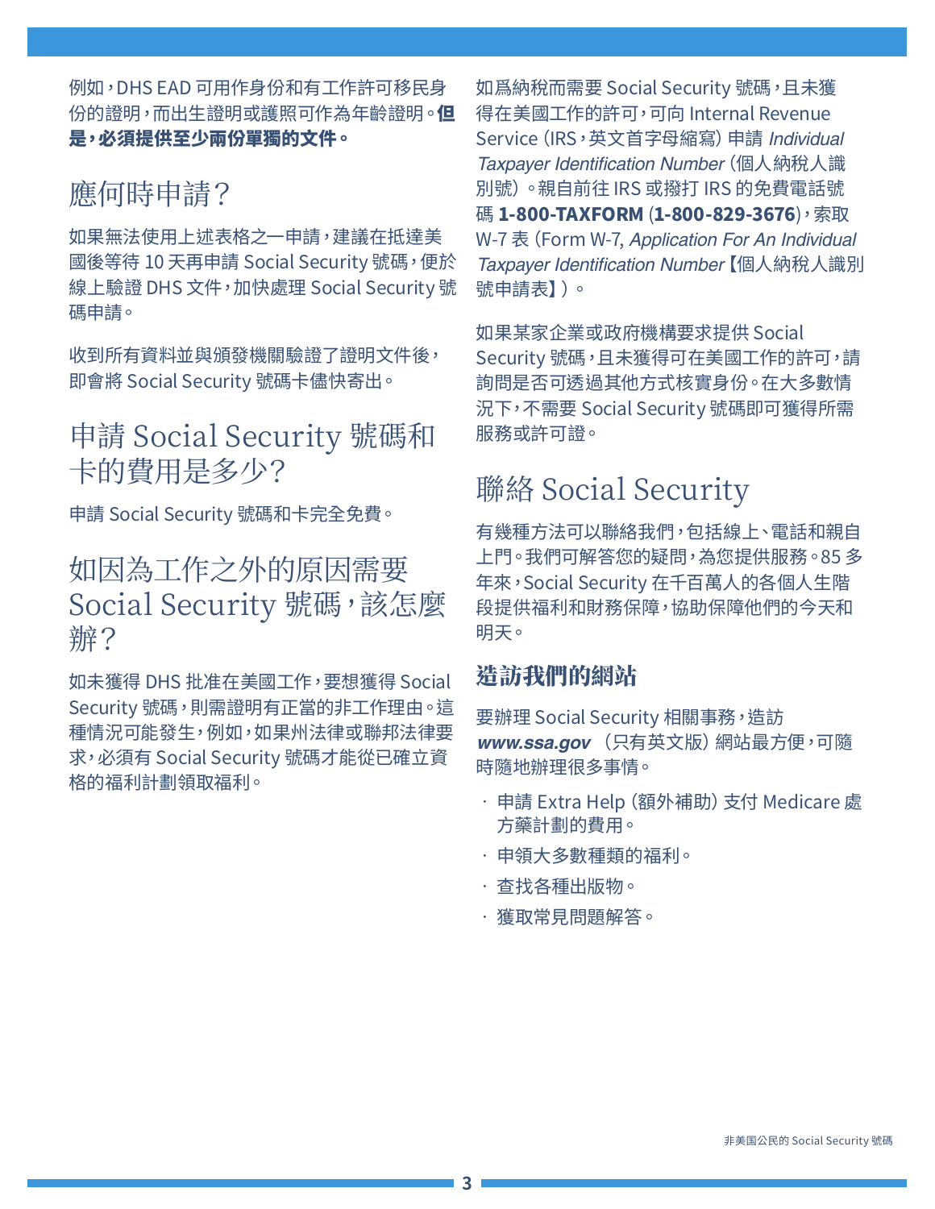例如，DHS EAD 可用作身份和有工作許可移民身份的證明，而出生證明或護照可作為年齡證明。**但是，必須提供至少兩份單獨的文件。**

## 應何時申請？

如果無法使用上述表格之一申請，建議在抵達美國後等待 10 天再申請 Social Security 號碼，便於線上驗證 DHS 文件，加快處理 Social Security 號碼申請。

收到所有資料並與頒發機關驗證了證明文件後，即會將 Social Security 號碼卡儘快寄出。

## 申請 Social Security 號碼和卡的費用是多少？

申請 Social Security 號碼和卡完全免費。

## 如因為工作之外的原因需要 Social Security 號碼，該怎麼辦？

如未獲得 DHS 批准在美國工作，要想獲得 Social Security 號碼，則需證明有正當的非工作理由。這種情況可能發生，例如，如果州法律或聯邦法律要求，必須有 Social Security 號碼才能從已確立資格的福利計劃領取福利。

如爲納稅而需要 Social Security 號碼，且未獲得在美國工作的許可，可向 Internal Revenue Service（IRS，英文首字母縮寫）申請 *Individual Taxpayer Identification Number*（個人納稅人識別號）。親自前往 IRS 或撥打 IRS 的免費電話號碼 **1-800-TAXFORM**（**1-800-829-3676**），索取 W-7 表（Form W-7, *Application For An Individual Taxpayer Identification Number*【個人納稅人識別號申請表】）。

如果某家企業或政府機構要求提供 Social Security 號碼，且未獲得可在美國工作的許可，請詢問是否可透過其他方式核實身份。在大多數情況下，不需要 Social Security 號碼即可獲得所需服務或許可證。

## 聯絡 Social Security

有幾種方法可以聯絡我們，包括線上、電話和親自上門。我們可解答您的疑問，為您提供服務。85 多年來，Social Security 在千百萬人的各個人生階段提供福利和財務保障，協助保障他們的今天和明天。

### 造訪我們的網站

要辦理 Social Security 相關事務，造訪 ***www.ssa.gov***（只有英文版）網站最方便，可隨時隨地辦理很多事情。

- 申請 Extra Help（額外補助）支付 Medicare 處方藥計劃的費用。
- 申領大多數種類的福利。
- 查找各種出版物。
- 獲取常見問題解答。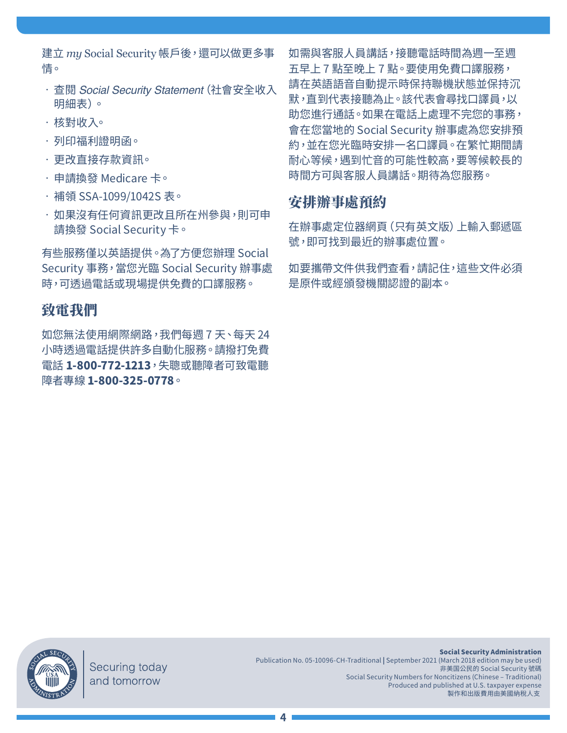建立 *my* Social Security 帳戶後，還可以做更多事情。

- 查閱 *Social Security Statement*（社會安全收入明細表）。
- 核對收入。
- 列印福利證明函。
- 更改直接存款資訊。
- 申請換發 Medicare 卡。
- 補領 SSA-1099/1042S 表。
- 如果沒有任何資訊更改且所在州參與，則可申請換發 Social Security 卡。

有些服務僅以英語提供。為了方便您辦理 Social Security 事務，當您光臨 Social Security 辦事處時，可透過電話或現場提供免費的口譯服務。

## 致電我們

如您無法使用網際網路，我們每週 7 天、每天 24 小時透過電話提供許多自動化服務。請撥打免費電話 **1-800-772-1213**，失聰或聽障者可致電聽障者專線 **1-800-325-0778**。

如需與客服人員講話，接聽電話時間為週一至週五早上 7 點至晚上 7 點。要使用免費口譯服務，請在英語語音自動提示時保持聯機狀態並保持沉默，直到代表接聽為止。該代表會尋找口譯員，以助您進行通話。如果在電話上處理不完您的事務，會在您當地的 Social Security 辦事處為您安排預約，並在您光臨時安排一名口譯員。在繁忙期間請耐心等候，遇到忙音的可能性較高，要等候較長的時間方可與客服人員講話。期待為您服務。

## 安排辦事處預約

在辦事處定位器網頁（只有英文版）上輸入郵遞區號，即可找到最近的辦事處位置。

如要攜帶文件供我們查看，請記住，這些文件必須是原件或經頒發機關認證的副本。

Securing today
and tomorrow

**Social Security Administration**
Publication No. 05-10096-CH-Traditional | September 2021 (March 2018 edition may be used)
非美国公民的 Social Security 號碼
Social Security Numbers for Noncitizens (Chinese – Traditional)
Produced and published at U.S. taxpayer expense
製作和出版費用由美國納稅人支